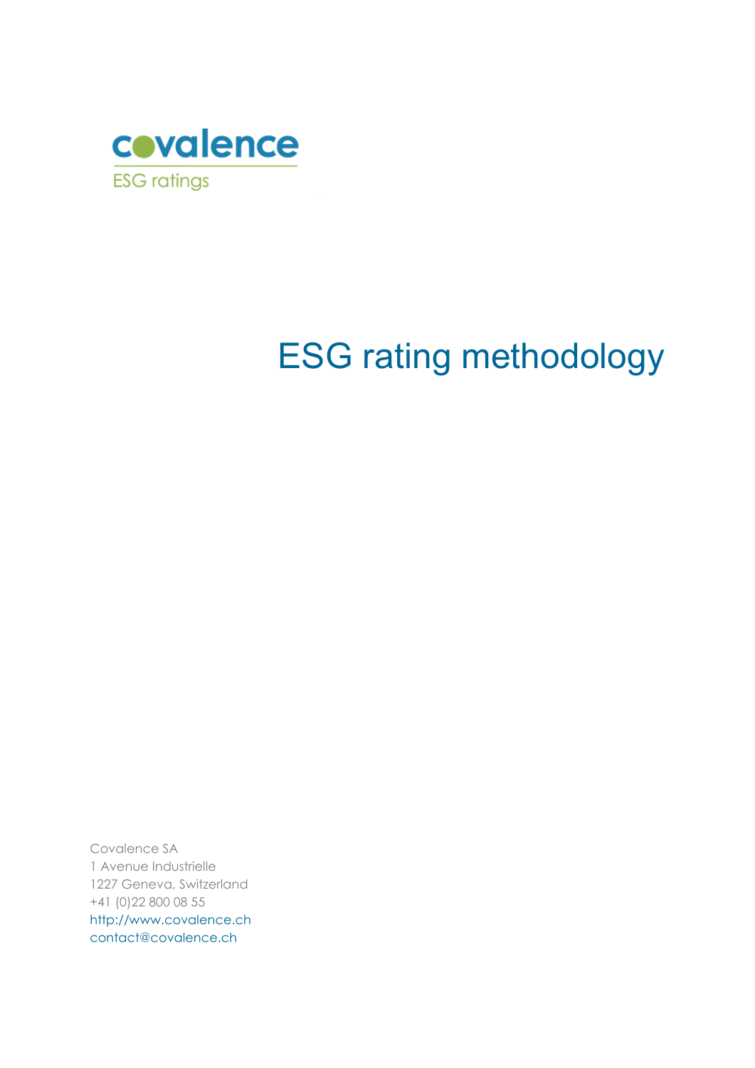covalence

ESG ratings

# ESG rating methodology

Covalence SA
1 Avenue Industrielle
1227 Geneva, Switzerland
+41 (0)22 800 08 55
http://www.covalence.ch
contact@covalence.ch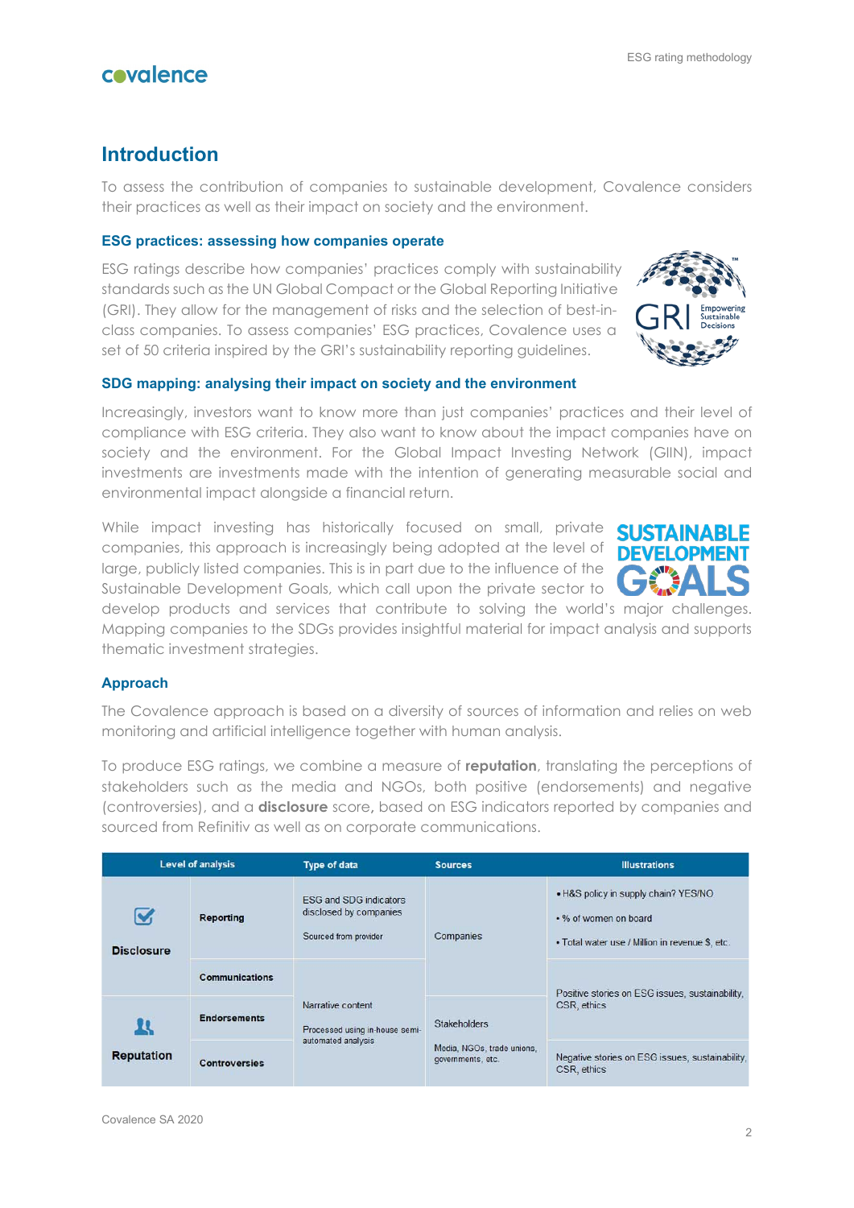## Introduction

To assess the contribution of companies to sustainable development, Covalence considers their practices as well as their impact on society and the environment.

### ESG practices: assessing how companies operate

ESG ratings describe how companies' practices comply with sustainability standards such as the UN Global Compact or the Global Reporting Initiative (GRI). They allow for the management of risks and the selection of best-in-class companies. To assess companies' ESG practices, Covalence uses a set of 50 criteria inspired by the GRI's sustainability reporting guidelines.

### SDG mapping: analysing their impact on society and the environment

Increasingly, investors want to know more than just companies' practices and their level of compliance with ESG criteria. They also want to know about the impact companies have on society and the environment. For the Global Impact Investing Network (GIIN), impact investments are investments made with the intention of generating measurable social and environmental impact alongside a financial return.

While impact investing has historically focused on small, private companies, this approach is increasingly being adopted at the level of large, publicly listed companies. This is in part due to the influence of the Sustainable Development Goals, which call upon the private sector to develop products and services that contribute to solving the world's major challenges. Mapping companies to the SDGs provides insightful material for impact analysis and supports thematic investment strategies.

### Approach

The Covalence approach is based on a diversity of sources of information and relies on web monitoring and artificial intelligence together with human analysis.

To produce ESG ratings, we combine a measure of **reputation**, translating the perceptions of stakeholders such as the media and NGOs, both positive (endorsements) and negative (controversies), and a **disclosure** score, based on ESG indicators reported by companies and sourced from Refinitiv as well as on corporate communications.

| Level of analysis | | Type of data | Sources | Illustrations |
|---|---|---|---|---|
| Disclosure | Reporting | ESG and SDG indicators disclosed by companies<br><br>Sourced from provider | Companies | • H&S policy in supply chain? YES/NO<br>• % of women on board<br>• Total water use / Million in revenue $, etc. |
| | Communications | Narrative content<br><br>Processed using in-house semi-automated analysis | | Positive stories on ESG issues, sustainability, CSR, ethics |
| Reputation | Endorsements | | Stakeholders<br><br>Media, NGOs, trade unions, governments, etc. | |
| | Controversies | | | Negative stories on ESG issues, sustainability, CSR, ethics |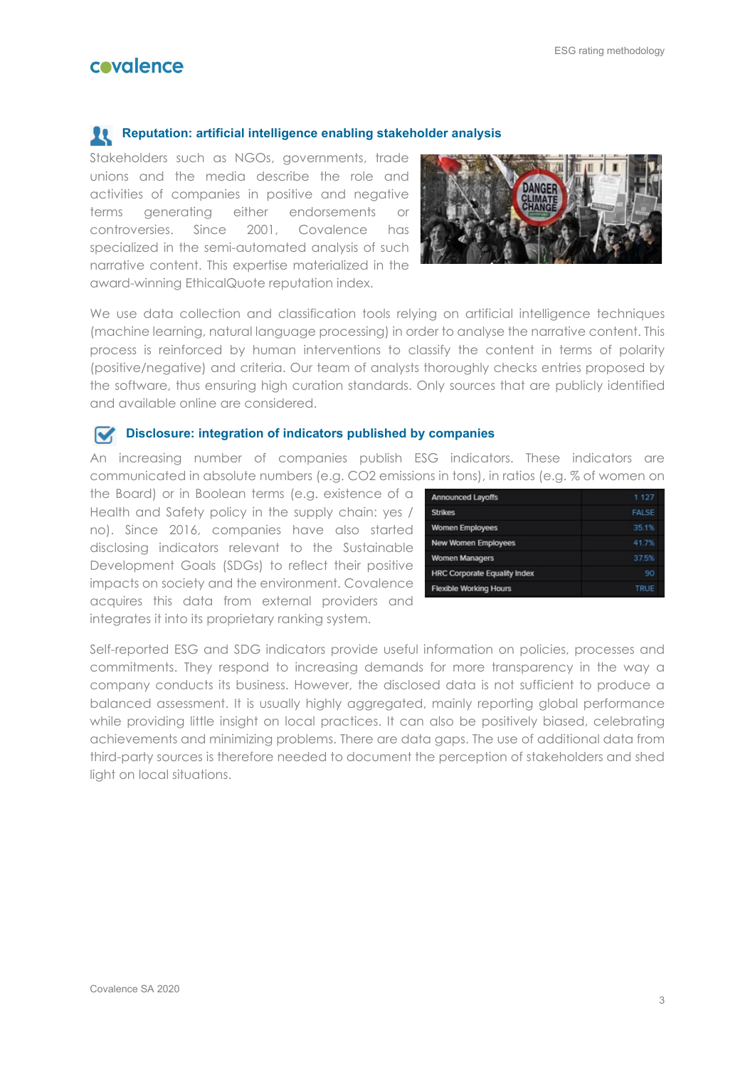## Reputation: artificial intelligence enabling stakeholder analysis

Stakeholders such as NGOs, governments, trade unions and the media describe the role and activities of companies in positive and negative terms generating either endorsements or controversies. Since 2001, Covalence has specialized in the semi-automated analysis of such narrative content. This expertise materialized in the award-winning EthicalQuote reputation index.

We use data collection and classification tools relying on artificial intelligence techniques (machine learning, natural language processing) in order to analyse the narrative content. This process is reinforced by human interventions to classify the content in terms of polarity (positive/negative) and criteria. Our team of analysts thoroughly checks entries proposed by the software, thus ensuring high curation standards. Only sources that are publicly identified and available online are considered.

## Disclosure: integration of indicators published by companies

An increasing number of companies publish ESG indicators. These indicators are communicated in absolute numbers (e.g. CO2 emissions in tons), in ratios (e.g. % of women on the Board) or in Boolean terms (e.g. existence of a Health and Safety policy in the supply chain: yes / no). Since 2016, companies have also started disclosing indicators relevant to the Sustainable Development Goals (SDGs) to reflect their positive impacts on society and the environment. Covalence acquires this data from external providers and integrates it into its proprietary ranking system.

| Indicator | Value |
|---|---|
| Announced Layoffs | 1 127 |
| Strikes | FALSE |
| Women Employees | 35.1% |
| New Women Employees | 41.7% |
| Women Managers | 37.5% |
| HRC Corporate Equality Index | 90 |
| Flexible Working Hours | TRUE |

Self-reported ESG and SDG indicators provide useful information on policies, processes and commitments. They respond to increasing demands for more transparency in the way a company conducts its business. However, the disclosed data is not sufficient to produce a balanced assessment. It is usually highly aggregated, mainly reporting global performance while providing little insight on local practices. It can also be positively biased, celebrating achievements and minimizing problems. There are data gaps. The use of additional data from third-party sources is therefore needed to document the perception of stakeholders and shed light on local situations.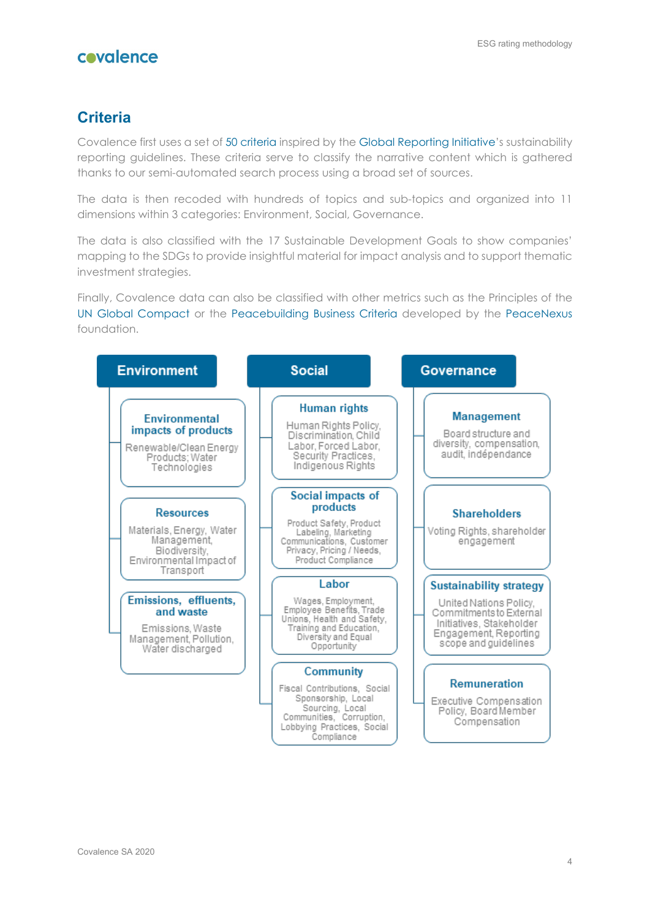## Criteria

Covalence first uses a set of 50 criteria inspired by the Global Reporting Initiative's sustainability reporting guidelines. These criteria serve to classify the narrative content which is gathered thanks to our semi-automated search process using a broad set of sources.

The data is then recoded with hundreds of topics and sub-topics and organized into 11 dimensions within 3 categories: Environment, Social, Governance.

The data is also classified with the 17 Sustainable Development Goals to show companies' mapping to the SDGs to provide insightful material for impact analysis and to support thematic investment strategies.

Finally, Covalence data can also be classified with other metrics such as the Principles of the UN Global Compact or the Peacebuilding Business Criteria developed by the PeaceNexus foundation.

### Environment

- **Environmental impacts of products**: Renewable/Clean Energy Products; Water Technologies
- **Resources**: Materials, Energy, Water Management, Biodiversity, Environmental Impact of Transport
- **Emissions, effluents, and waste**: Emissions, Waste Management, Pollution, Water discharged

### Social

- **Human rights**: Human Rights Policy, Discrimination, Child Labor, Forced Labor, Security Practices, Indigenous Rights
- **Social impacts of products**: Product Safety, Product Labeling, Marketing Communications, Customer Privacy, Pricing / Needs, Product Compliance
- **Labor**: Wages, Employment, Employee Benefits, Trade Unions, Health and Safety, Training and Education, Diversity and Equal Opportunity
- **Community**: Fiscal Contributions, Social Sponsorship, Local Sourcing, Local Communities, Corruption, Lobbying Practices, Social Compliance

### Governance

- **Management**: Board structure and diversity, compensation, audit, indépendance
- **Shareholders**: Voting Rights, shareholder engagement
- **Sustainability strategy**: United Nations Policy, Commitments to External Initiatives, Stakeholder Engagement, Reporting scope and guidelines
- **Remuneration**: Executive Compensation Policy, Board Member Compensation

Covalence SA 2020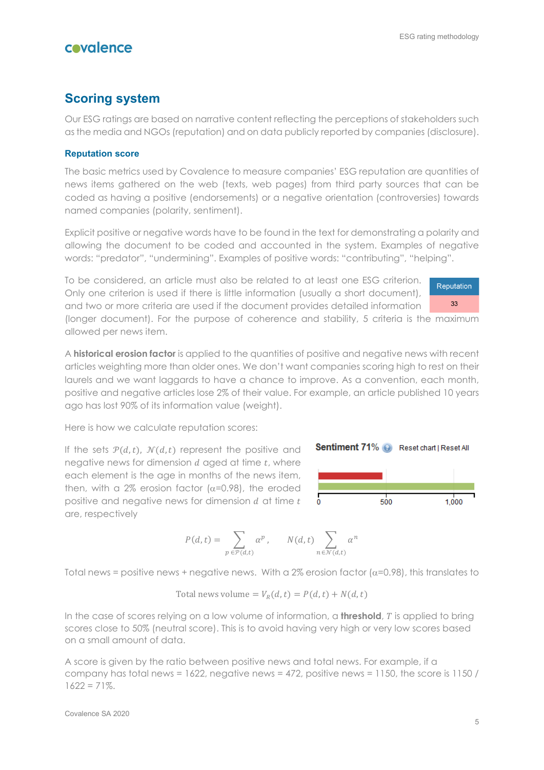## Scoring system

Our ESG ratings are based on narrative content reflecting the perceptions of stakeholders such as the media and NGOs (reputation) and on data publicly reported by companies (disclosure).

### Reputation score

The basic metrics used by Covalence to measure companies' ESG reputation are quantities of news items gathered on the web (texts, web pages) from third party sources that can be coded as having a positive (endorsements) or a negative orientation (controversies) towards named companies (polarity, sentiment).

Explicit positive or negative words have to be found in the text for demonstrating a polarity and allowing the document to be coded and accounted in the system. Examples of negative words: "predator", "undermining". Examples of positive words: "contributing", "helping".

| Reputation |
| --- |
| 33 |

To be considered, an article must also be related to at least one ESG criterion. Only one criterion is used if there is little information (usually a short document), and two or more criteria are used if the document provides detailed information (longer document). For the purpose of coherence and stability, 5 criteria is the maximum allowed per news item.

A **historical erosion factor** is applied to the quantities of positive and negative news with recent articles weighting more than older ones. We don't want companies scoring high to rest on their laurels and we want laggards to have a chance to improve. As a convention, each month, positive and negative articles lose 2% of their value. For example, an article published 10 years ago has lost 90% of its information value (weight).

Here is how we calculate reputation scores:

If the sets $\mathcal{P}(d,t)$, $\mathcal{N}(d,t)$ represent the positive and negative news for dimension $d$ aged at time $t$, where each element is the age in months of the news item, then, with a 2% erosion factor ($\alpha$=0.98), the eroded positive and negative news for dimension $d$ at time $t$ are, respectively

Sentiment 71% Reset chart | Reset All

$$P(d,t) = \sum_{p \in \mathcal{P}(d,t)} \alpha^p , \qquad N(d,t) \sum_{n \in \mathcal{N}(d,t)} \alpha^n$$

Total news = positive news + negative news. With a 2% erosion factor ($\alpha$=0.98), this translates to

$$\text{Total news volume} = V_R(d,t) = P(d,t) + N(d,t)$$

In the case of scores relying on a low volume of information, a **threshold**, $T$ is applied to bring scores close to 50% (neutral score). This is to avoid having very high or very low scores based on a small amount of data.

A score is given by the ratio between positive news and total news. For example, if a company has total news = 1622, negative news = 472, positive news = 1150, the score is 1150 / 1622 = 71%.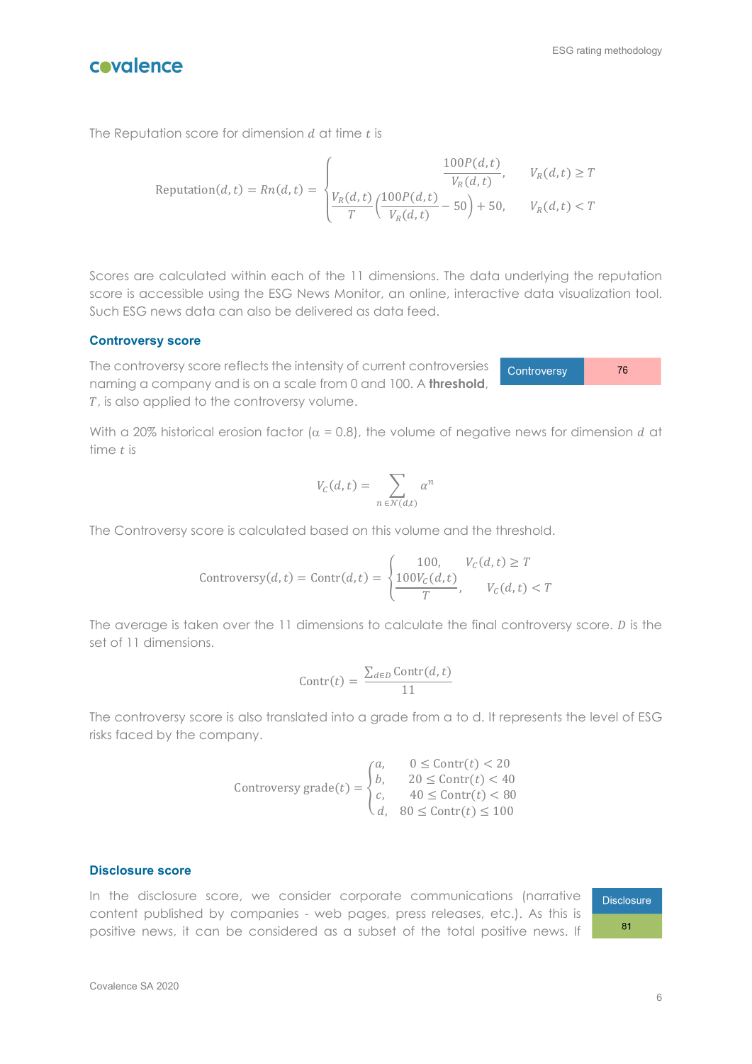The Reputation score for dimension $d$ at time $t$ is

$$\text{Reputation}(d,t) = Rn(d,t) = \begin{cases} \dfrac{100P(d,t)}{V_R(d,t)}, & V_R(d,t) \geq T \\ \dfrac{V_R(d,t)}{T}\left(\dfrac{100P(d,t)}{V_R(d,t)} - 50\right) + 50, & V_R(d,t) < T \end{cases}$$

Scores are calculated within each of the 11 dimensions. The data underlying the reputation score is accessible using the ESG News Monitor, an online, interactive data visualization tool. Such ESG news data can also be delivered as data feed.

### Controversy score

| Controversy | 76 |
|---|---|

The controversy score reflects the intensity of current controversies naming a company and is on a scale from 0 and 100. A **threshold**, $T$, is also applied to the controversy volume.

With a 20% historical erosion factor ($\alpha = 0.8$), the volume of negative news for dimension $d$ at time $t$ is

$$V_C(d,t) = \sum_{n \in N(d,t)} \alpha^n$$

The Controversy score is calculated based on this volume and the threshold.

$$\text{Controversy}(d,t) = \text{Contr}(d,t) = \begin{cases} 100, & V_C(d,t) \geq T \\ \dfrac{100V_C(d,t)}{T}, & V_C(d,t) < T \end{cases}$$

The average is taken over the 11 dimensions to calculate the final controversy score. $D$ is the set of 11 dimensions.

$$\text{Contr}(t) = \frac{\sum_{d \in D} \text{Contr}(d,t)}{11}$$

The controversy score is also translated into a grade from a to d. It represents the level of ESG risks faced by the company.

$$\text{Controversy grade}(t) = \begin{cases} a, & 0 \leq \text{Contr}(t) < 20 \\ b, & 20 \leq \text{Contr}(t) < 40 \\ c, & 40 \leq \text{Contr}(t) < 80 \\ d, & 80 \leq \text{Contr}(t) \leq 100 \end{cases}$$

### Disclosure score

| Disclosure |
|---|
| 81 |

In the disclosure score, we consider corporate communications (narrative content published by companies - web pages, press releases, etc.). As this is positive news, it can be considered as a subset of the total positive news. If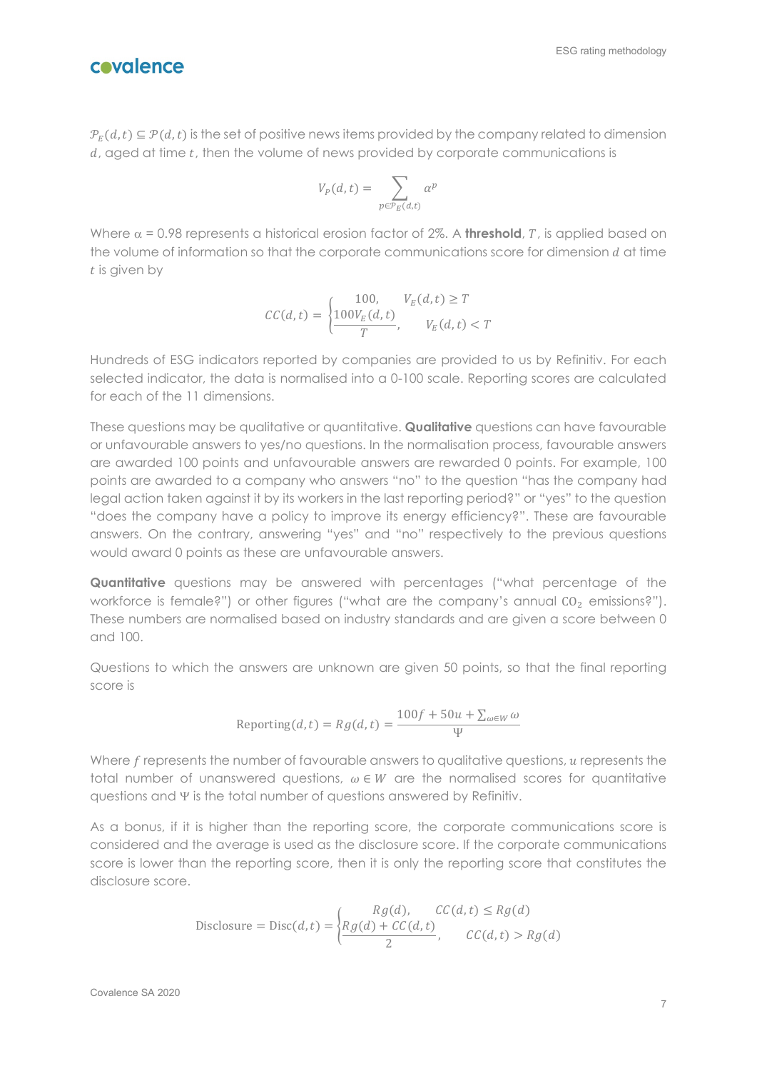$\mathcal{P}_E(d,t) \subseteq \mathcal{P}(d,t)$ is the set of positive news items provided by the company related to dimension $d$, aged at time $t$, then the volume of news provided by corporate communications is

$$V_P(d,t) = \sum_{p \in \mathcal{P}_E(d,t)} \alpha^p$$

Where $\alpha$ = 0.98 represents a historical erosion factor of 2%. A **threshold**, $T$, is applied based on the volume of information so that the corporate communications score for dimension $d$ at time $t$ is given by

$$CC(d,t) = \begin{cases} 100, & V_E(d,t) \geq T \\ \dfrac{100 V_E(d,t)}{T}, & V_E(d,t) < T \end{cases}$$

Hundreds of ESG indicators reported by companies are provided to us by Refinitiv. For each selected indicator, the data is normalised into a 0-100 scale. Reporting scores are calculated for each of the 11 dimensions.

These questions may be qualitative or quantitative. **Qualitative** questions can have favourable or unfavourable answers to yes/no questions. In the normalisation process, favourable answers are awarded 100 points and unfavourable answers are rewarded 0 points. For example, 100 points are awarded to a company who answers "no" to the question "has the company had legal action taken against it by its workers in the last reporting period?" or "yes" to the question "does the company have a policy to improve its energy efficiency?". These are favourable answers. On the contrary, answering "yes" and "no" respectively to the previous questions would award 0 points as these are unfavourable answers.

**Quantitative** questions may be answered with percentages ("what percentage of the workforce is female?") or other figures ("what are the company's annual $CO_2$ emissions?"). These numbers are normalised based on industry standards and are given a score between 0 and 100.

Questions to which the answers are unknown are given 50 points, so that the final reporting score is

$$\text{Reporting}(d,t) = Rg(d,t) = \frac{100f + 50u + \sum_{\omega \in W} \omega}{\Psi}$$

Where $f$ represents the number of favourable answers to qualitative questions, $u$ represents the total number of unanswered questions, $\omega \in W$ are the normalised scores for quantitative questions and $\Psi$ is the total number of questions answered by Refinitiv.

As a bonus, if it is higher than the reporting score, the corporate communications score is considered and the average is used as the disclosure score. If the corporate communications score is lower than the reporting score, then it is only the reporting score that constitutes the disclosure score.

$$\text{Disclosure} = \text{Disc}(d,t) = \begin{cases} Rg(d), & CC(d,t) \leq Rg(d) \\ \dfrac{Rg(d) + CC(d,t)}{2}, & CC(d,t) > Rg(d) \end{cases}$$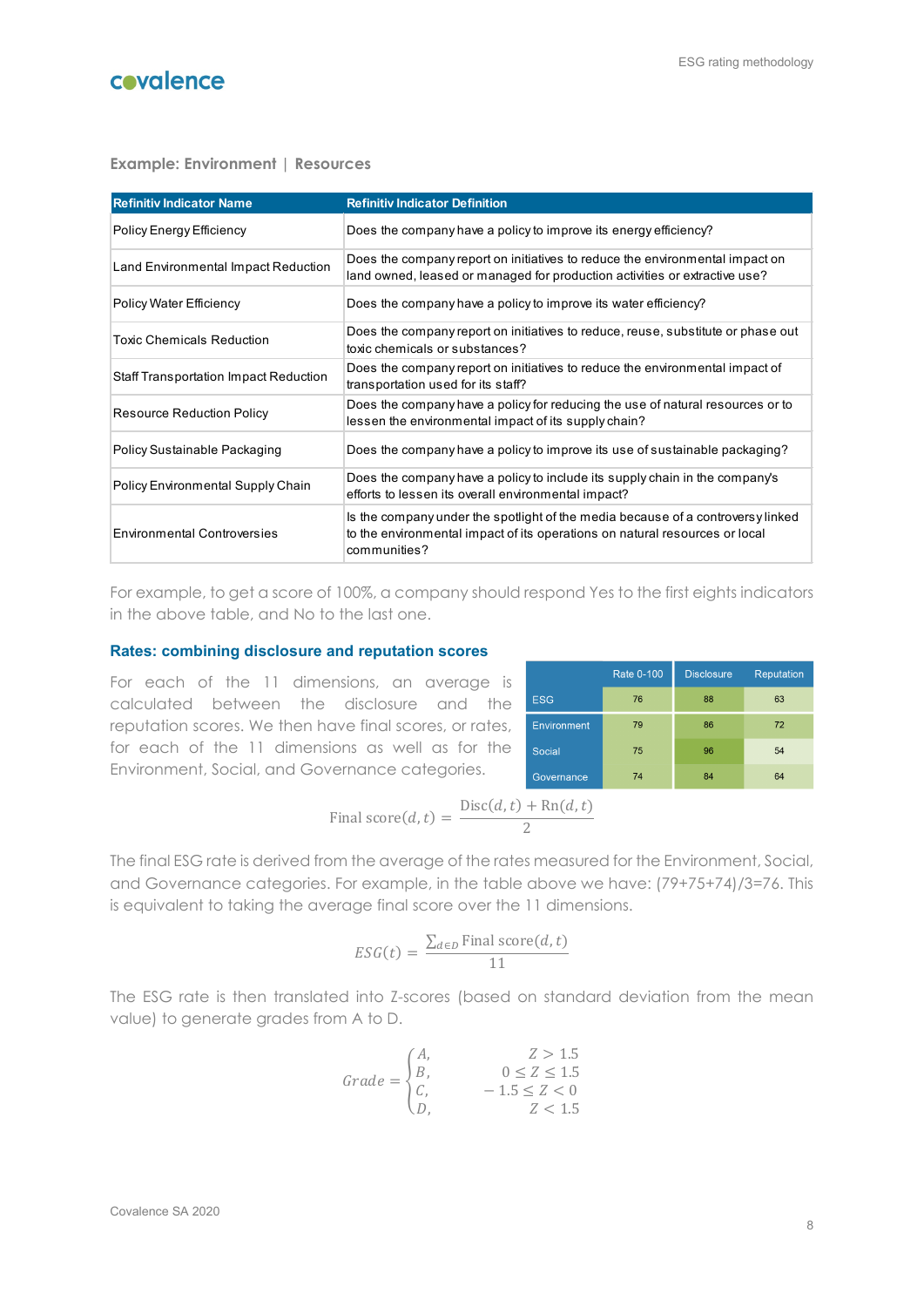### Example: Environment | Resources

| Refinitiv Indicator Name | Refinitiv Indicator Definition |
|---|---|
| Policy Energy Efficiency | Does the company have a policy to improve its energy efficiency? |
| Land Environmental Impact Reduction | Does the company report on initiatives to reduce the environmental impact on land owned, leased or managed for production activities or extractive use? |
| Policy Water Efficiency | Does the company have a policy to improve its water efficiency? |
| Toxic Chemicals Reduction | Does the company report on initiatives to reduce, reuse, substitute or phase out toxic chemicals or substances? |
| Staff Transportation Impact Reduction | Does the company report on initiatives to reduce the environmental impact of transportation used for its staff? |
| Resource Reduction Policy | Does the company have a policy for reducing the use of natural resources or to lessen the environmental impact of its supply chain? |
| Policy Sustainable Packaging | Does the company have a policy to improve its use of sustainable packaging? |
| Policy Environmental Supply Chain | Does the company have a policy to include its supply chain in the company's efforts to lessen its overall environmental impact? |
| Environmental Controversies | Is the company under the spotlight of the media because of a controversy linked to the environmental impact of its operations on natural resources or local communities? |

For example, to get a score of 100%, a company should respond Yes to the first eights indicators in the above table, and No to the last one.

### Rates: combining disclosure and reputation scores

For each of the 11 dimensions, an average is calculated between the disclosure and the reputation scores. We then have final scores, or rates, for each of the 11 dimensions as well as for the Environment, Social, and Governance categories.

| | Rate 0-100 | Disclosure | Reputation |
|---|---|---|---|
| ESG | 76 | 88 | 63 |
| Environment | 79 | 86 | 72 |
| Social | 75 | 96 | 54 |
| Governance | 74 | 84 | 64 |

$$\text{Final score}(d,t) = \frac{\text{Disc}(d,t) + \text{Rn}(d,t)}{2}$$

The final ESG rate is derived from the average of the rates measured for the Environment, Social, and Governance categories. For example, in the table above we have: (79+75+74)/3=76. This is equivalent to taking the average final score over the 11 dimensions.

$$ESG(t) = \frac{\sum_{d \in D} \text{Final score}(d,t)}{11}$$

The ESG rate is then translated into Z-scores (based on standard deviation from the mean value) to generate grades from A to D.

$$Grade = \begin{cases} A, & Z > 1.5 \\ B, & 0 \leq Z \leq 1.5 \\ C, & -1.5 \leq Z < 0 \\ D, & Z < 1.5 \end{cases}$$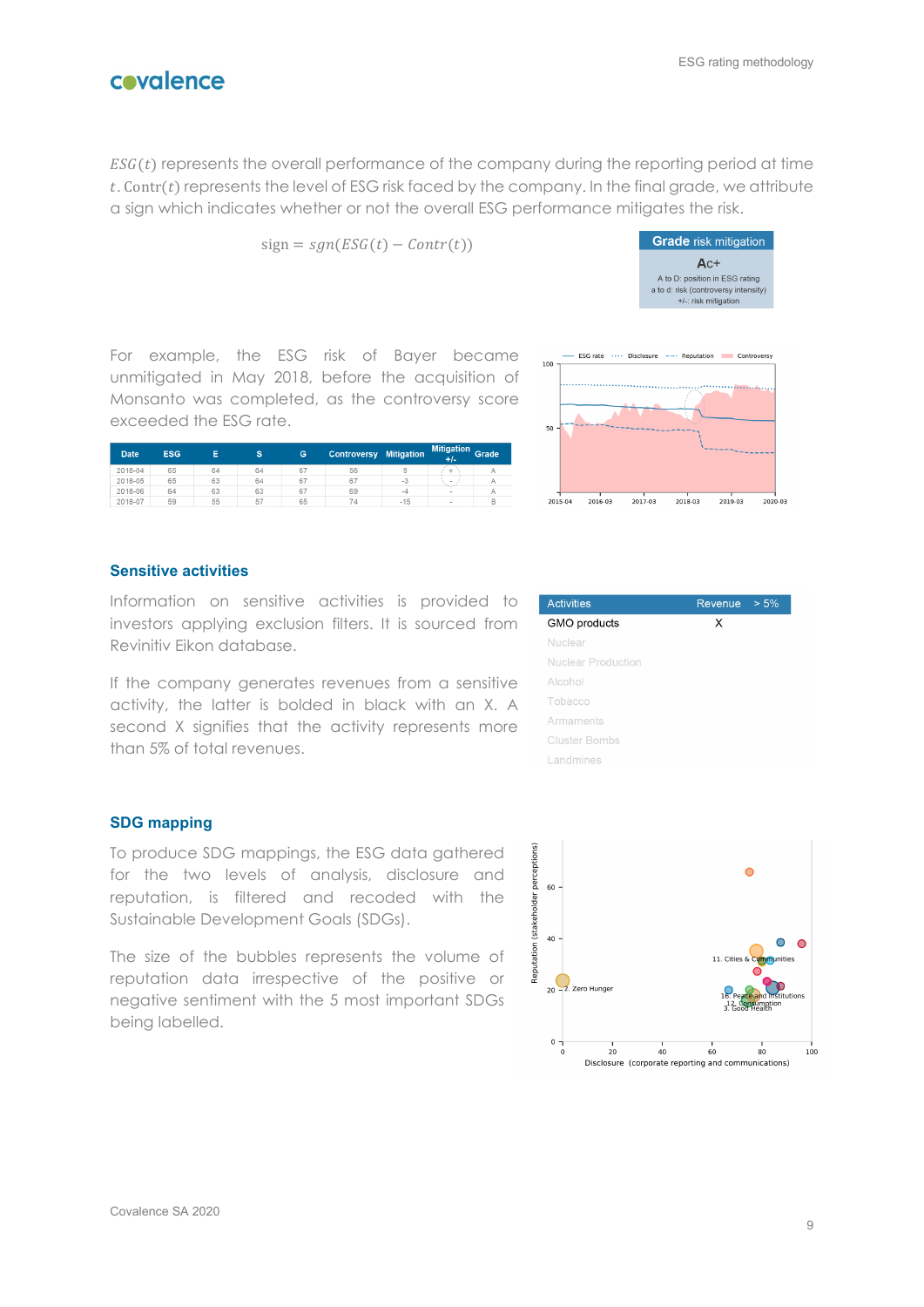$ESG(t)$ represents the overall performance of the company during the reporting period at time $t$. $\mathrm{Contr}(t)$ represents the level of ESG risk faced by the company. In the final grade, we attribute a sign which indicates whether or not the overall ESG performance mitigates the risk.

$$\mathrm{sign} = sgn(ESG(t) - Contr(t))$$

**Grade** risk mitigation

Ac+

A to D: position in ESG rating
a to d: risk (controversy intensity)
+/-: risk mitigation

For example, the ESG risk of Bayer became unmitigated in May 2018, before the acquisition of Monsanto was completed, as the controversy score exceeded the ESG rate.

| Date | ESG | E | S | G | Controversy | Mitigation | Mitigation +/- | Grade |
|---|---|---|---|---|---|---|---|---|
| 2018-04 | 65 | 64 | 64 | 67 | 56 | 9 | + | A |
| 2018-05 | 65 | 63 | 64 | 67 | 67 | -3 | - | A |
| 2018-06 | 64 | 63 | 63 | 67 | 69 | -4 | - | A |
| 2018-07 | 59 | 55 | 57 | 65 | 74 | -15 | - | B |

## Sensitive activities

Information on sensitive activities is provided to investors applying exclusion filters. It is sourced from Revinitiv Eikon database.

If the company generates revenues from a sensitive activity, the latter is bolded in black with an X. A second X signifies that the activity represents more than 5% of total revenues.

| Activities | Revenue | > 5% |
|---|---|---|
| **GMO products** | X | |
| Nuclear | | |
| Nuclear Production | | |
| Alcohol | | |
| Tobacco | | |
| Armaments | | |
| Cluster Bombs | | |
| Landmines | | |

## SDG mapping

To produce SDG mappings, the ESG data gathered for the two levels of analysis, disclosure and reputation, is filtered and recoded with the Sustainable Development Goals (SDGs).

The size of the bubbles represents the volume of reputation data irrespective of the positive or negative sentiment with the 5 most important SDGs being labelled.

Covalence SA 2020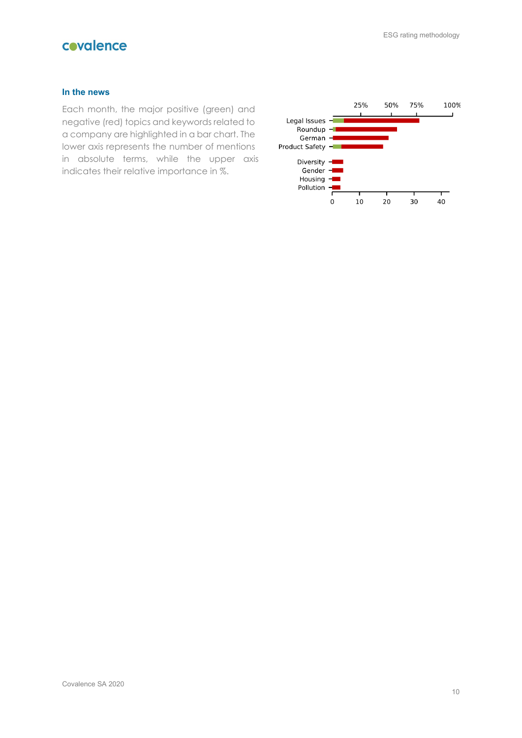### In the news

Each month, the major positive (green) and negative (red) topics and keywords related to a company are highlighted in a bar chart. The lower axis represents the number of mentions in absolute terms, while the upper axis indicates their relative importance in %.

25% 50% 75% 100%

Legal Issues
Roundup
German
Product Safety

Diversity
Gender
Housing
Pollution

0 10 20 30 40

Covalence SA 2020